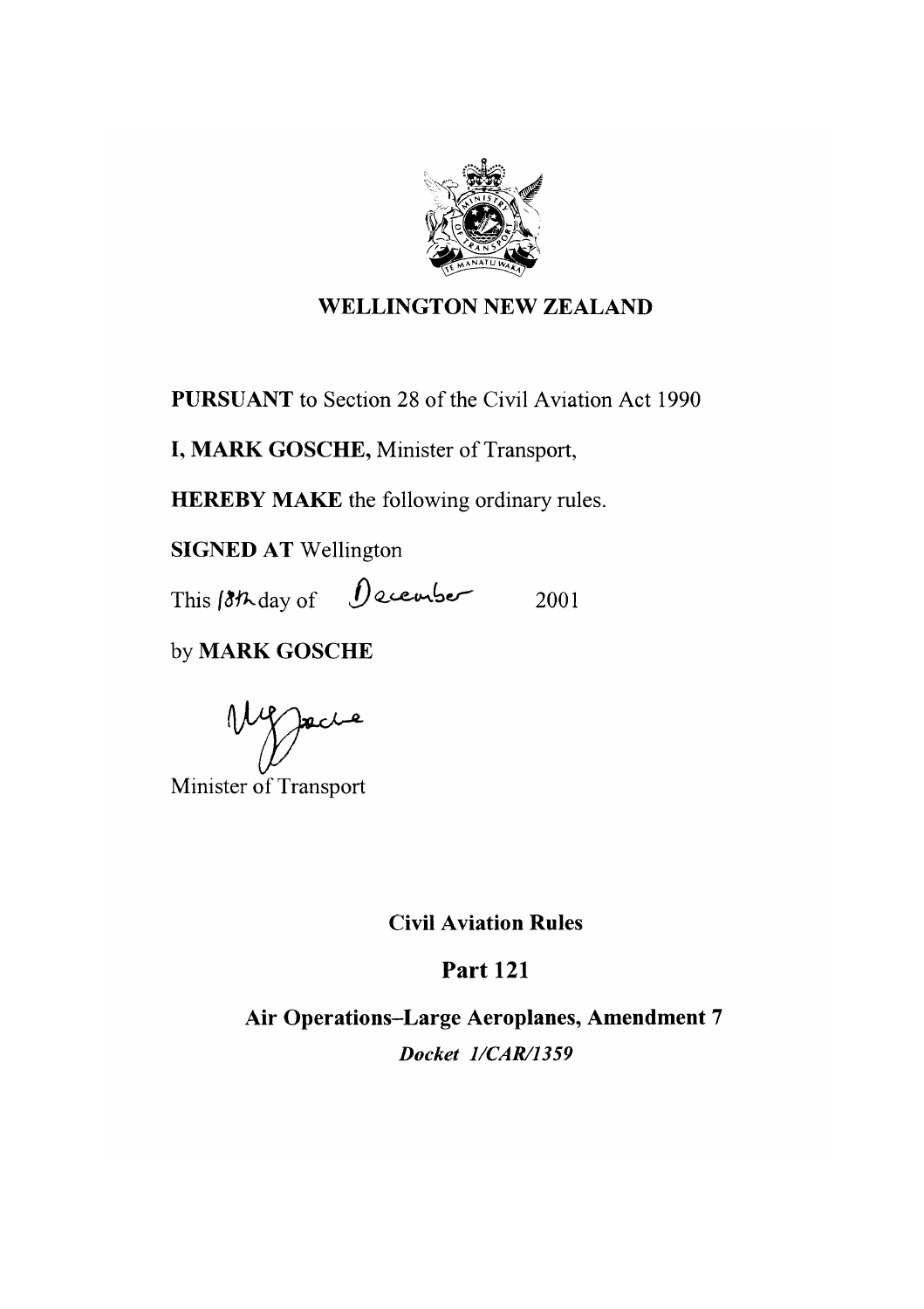**WELLINGTON NEW ZEALAND**

**PURSUANT** to Section 28 of the Civil Aviation Act 1990

**I, MARK GOSCHE,** Minister of Transport,

**HEREBY MAKE** the following ordinary rules.

**SIGNED AT** Wellington

This 18th day of December 2001

by **MARK GOSCHE**

Minister of Transport

# Civil Aviation Rules

## Part 121

## Air Operations–Large Aeroplanes, Amendment 7

***Docket 1/CAR/1359***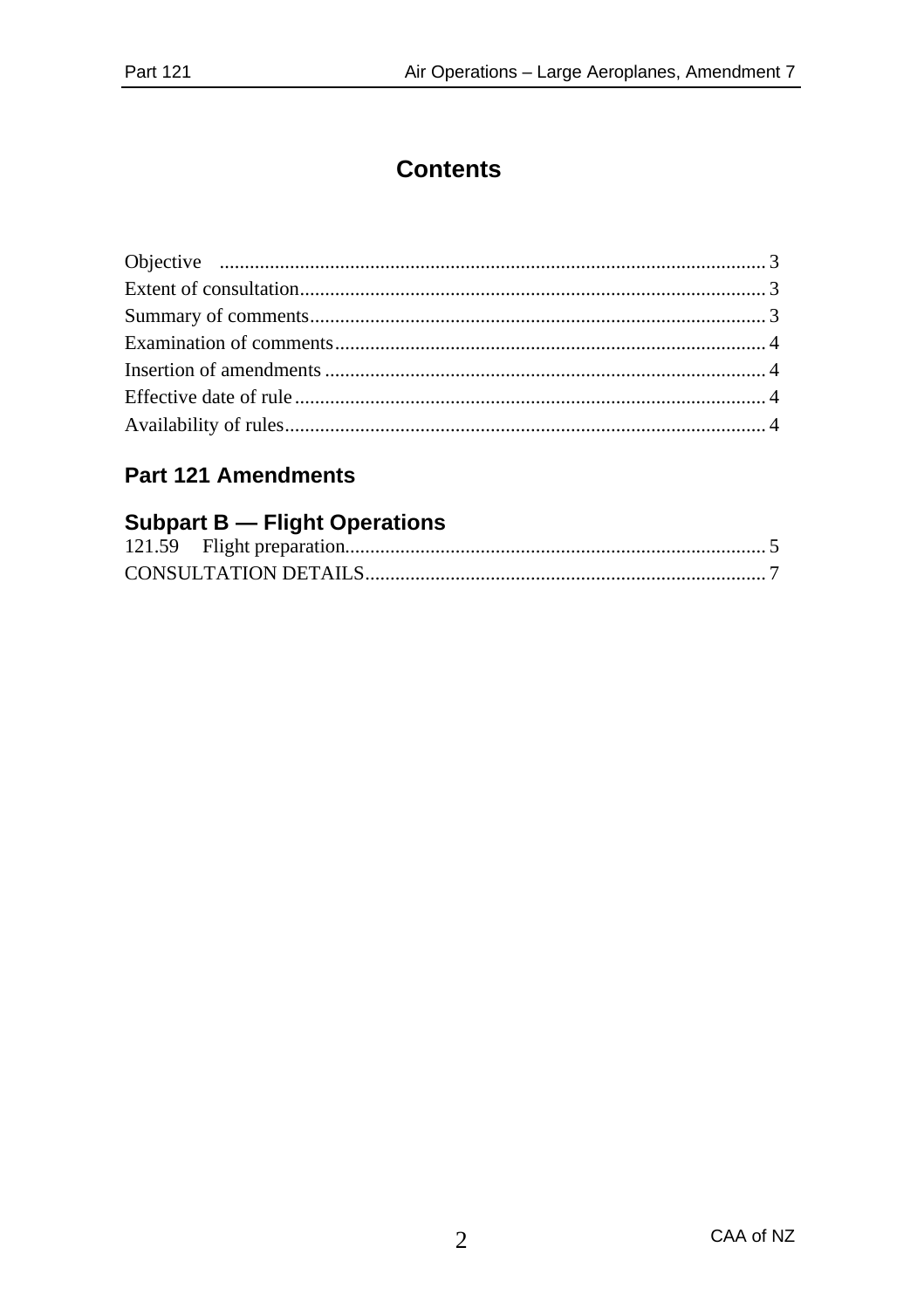# Contents

Objective ........................................................................................................ 3
Extent of consultation......................................................................................... 3
Summary of comments........................................................................................ 3
Examination of comments................................................................................... 4
Insertion of amendments ..................................................................................... 4
Effective date of rule ........................................................................................... 4
Availability of rules.............................................................................................. 4

## Part 121 Amendments

## Subpart B — Flight Operations

121.59 Flight preparation.................................................................................. 5
CONSULTATION DETAILS............................................................................... 7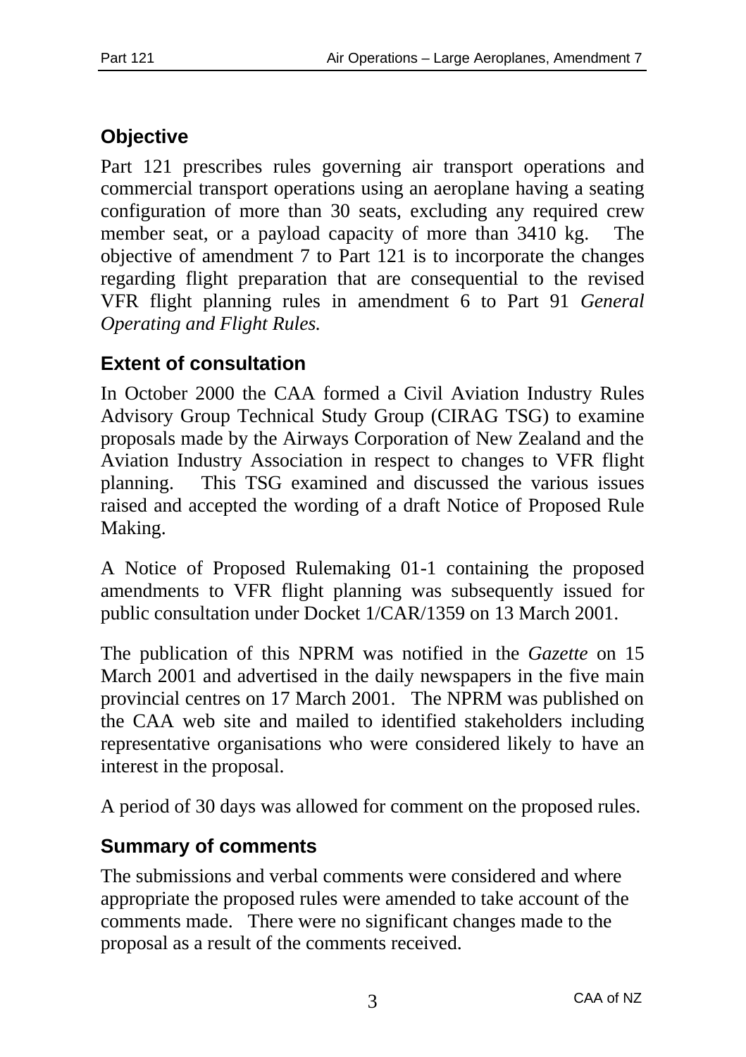## Objective

Part 121 prescribes rules governing air transport operations and commercial transport operations using an aeroplane having a seating configuration of more than 30 seats, excluding any required crew member seat, or a payload capacity of more than 3410 kg. The objective of amendment 7 to Part 121 is to incorporate the changes regarding flight preparation that are consequential to the revised VFR flight planning rules in amendment 6 to Part 91 *General Operating and Flight Rules.*

## Extent of consultation

In October 2000 the CAA formed a Civil Aviation Industry Rules Advisory Group Technical Study Group (CIRAG TSG) to examine proposals made by the Airways Corporation of New Zealand and the Aviation Industry Association in respect to changes to VFR flight planning. This TSG examined and discussed the various issues raised and accepted the wording of a draft Notice of Proposed Rule Making.

A Notice of Proposed Rulemaking 01-1 containing the proposed amendments to VFR flight planning was subsequently issued for public consultation under Docket 1/CAR/1359 on 13 March 2001.

The publication of this NPRM was notified in the *Gazette* on 15 March 2001 and advertised in the daily newspapers in the five main provincial centres on 17 March 2001. The NPRM was published on the CAA web site and mailed to identified stakeholders including representative organisations who were considered likely to have an interest in the proposal.

A period of 30 days was allowed for comment on the proposed rules.

## Summary of comments

The submissions and verbal comments were considered and where appropriate the proposed rules were amended to take account of the comments made. There were no significant changes made to the proposal as a result of the comments received.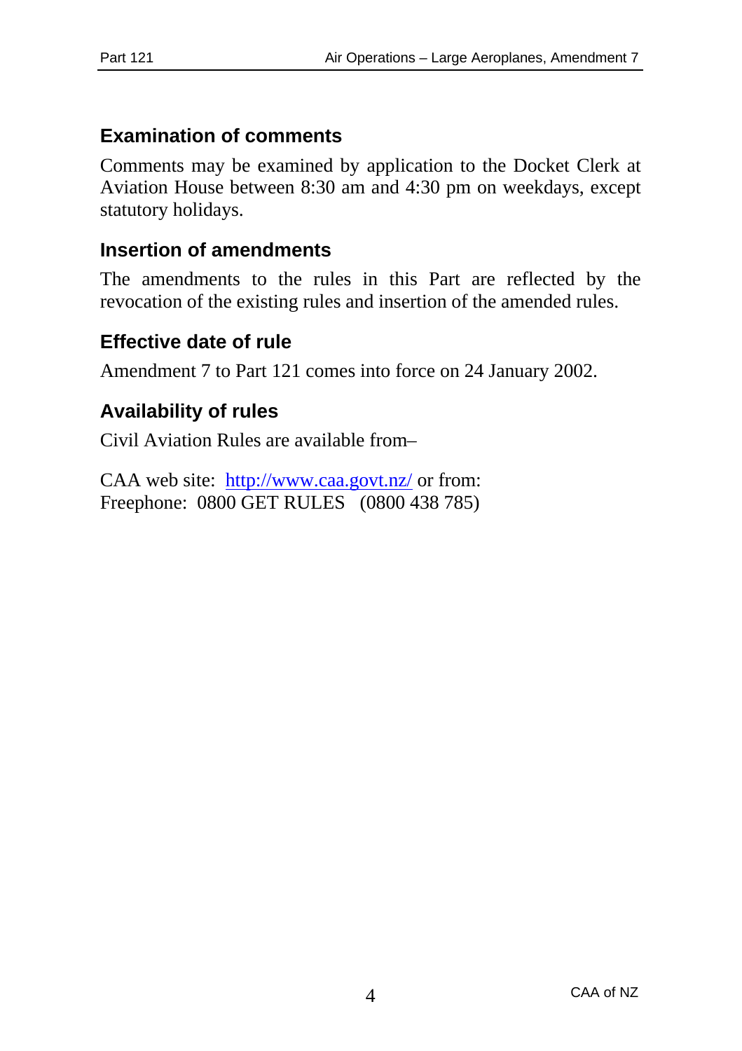## Examination of comments

Comments may be examined by application to the Docket Clerk at Aviation House between 8:30 am and 4:30 pm on weekdays, except statutory holidays.

## Insertion of amendments

The amendments to the rules in this Part are reflected by the revocation of the existing rules and insertion of the amended rules.

## Effective date of rule

Amendment 7 to Part 121 comes into force on 24 January 2002.

## Availability of rules

Civil Aviation Rules are available from–

CAA web site: [http://www.caa.govt.nz/](http://www.caa.govt.nz/) or from:
Freephone: 0800 GET RULES (0800 438 785)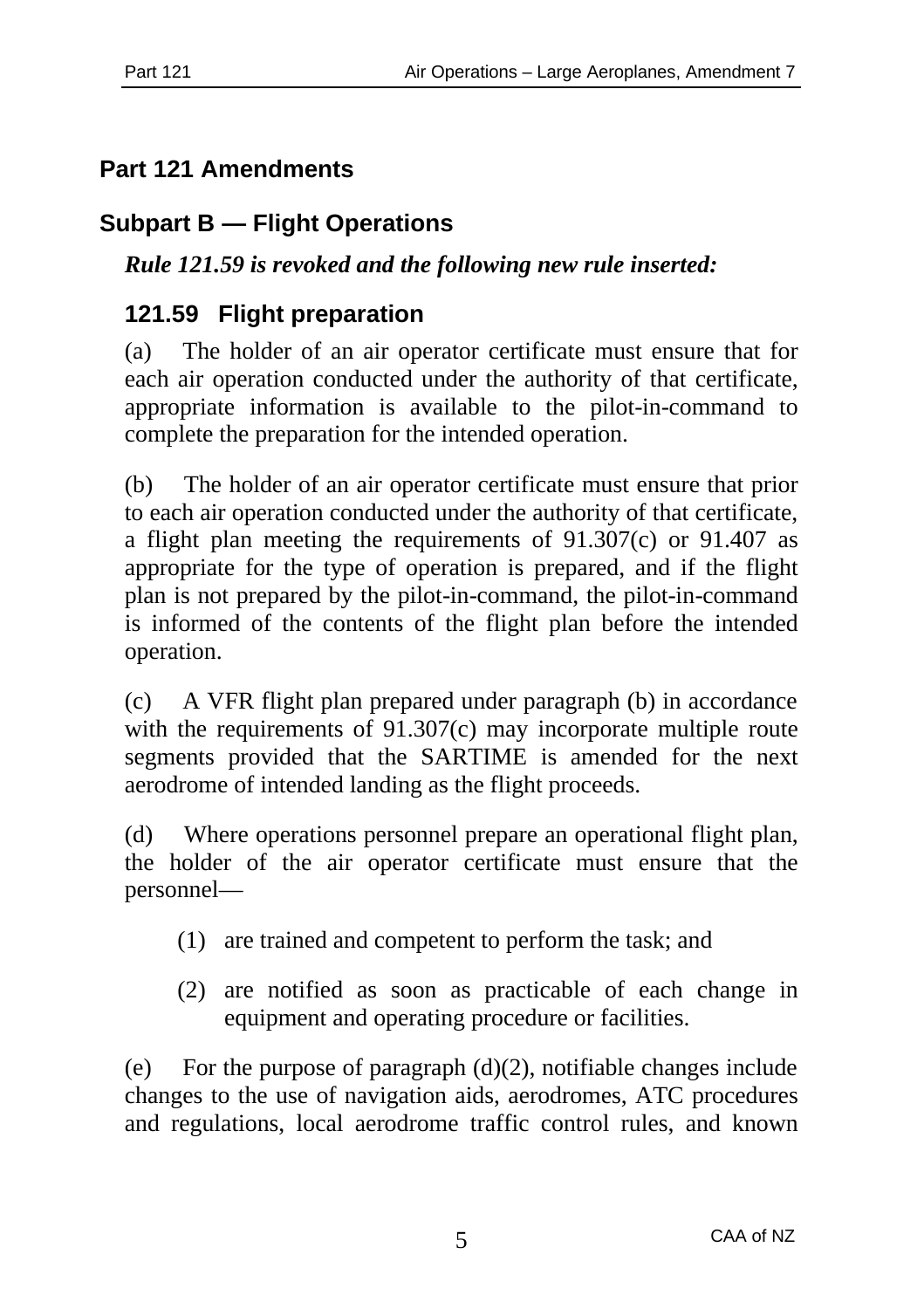# Part 121 Amendments

## Subpart B — Flight Operations

***Rule 121.59 is revoked and the following new rule inserted:***

### 121.59 Flight preparation

(a) The holder of an air operator certificate must ensure that for each air operation conducted under the authority of that certificate, appropriate information is available to the pilot-in-command to complete the preparation for the intended operation.

(b) The holder of an air operator certificate must ensure that prior to each air operation conducted under the authority of that certificate, a flight plan meeting the requirements of 91.307(c) or 91.407 as appropriate for the type of operation is prepared, and if the flight plan is not prepared by the pilot-in-command, the pilot-in-command is informed of the contents of the flight plan before the intended operation.

(c) A VFR flight plan prepared under paragraph (b) in accordance with the requirements of 91.307(c) may incorporate multiple route segments provided that the SARTIME is amended for the next aerodrome of intended landing as the flight proceeds.

(d) Where operations personnel prepare an operational flight plan, the holder of the air operator certificate must ensure that the personnel—

(1) are trained and competent to perform the task; and

(2) are notified as soon as practicable of each change in equipment and operating procedure or facilities.

(e) For the purpose of paragraph (d)(2), notifiable changes include changes to the use of navigation aids, aerodromes, ATC procedures and regulations, local aerodrome traffic control rules, and known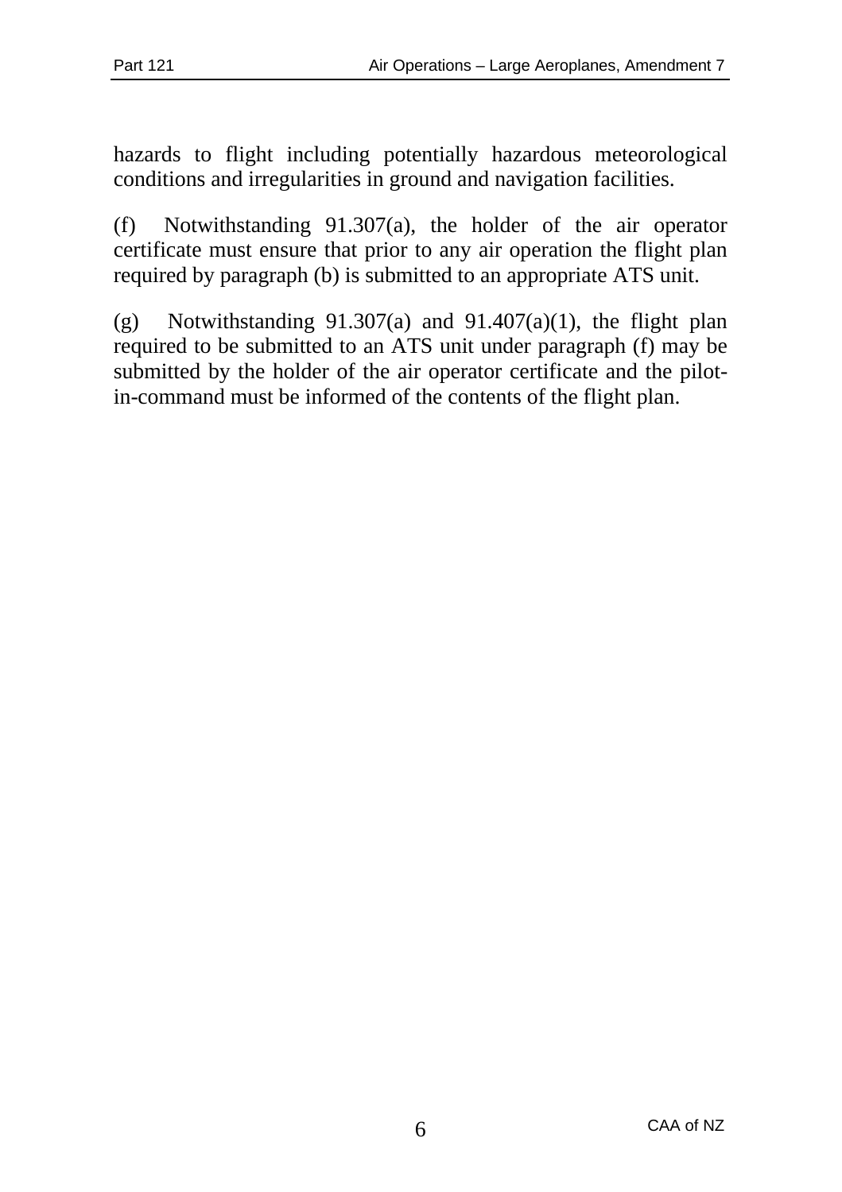hazards to flight including potentially hazardous meteorological conditions and irregularities in ground and navigation facilities.

(f) Notwithstanding 91.307(a), the holder of the air operator certificate must ensure that prior to any air operation the flight plan required by paragraph (b) is submitted to an appropriate ATS unit.

(g) Notwithstanding 91.307(a) and 91.407(a)(1), the flight plan required to be submitted to an ATS unit under paragraph (f) may be submitted by the holder of the air operator certificate and the pilot-in-command must be informed of the contents of the flight plan.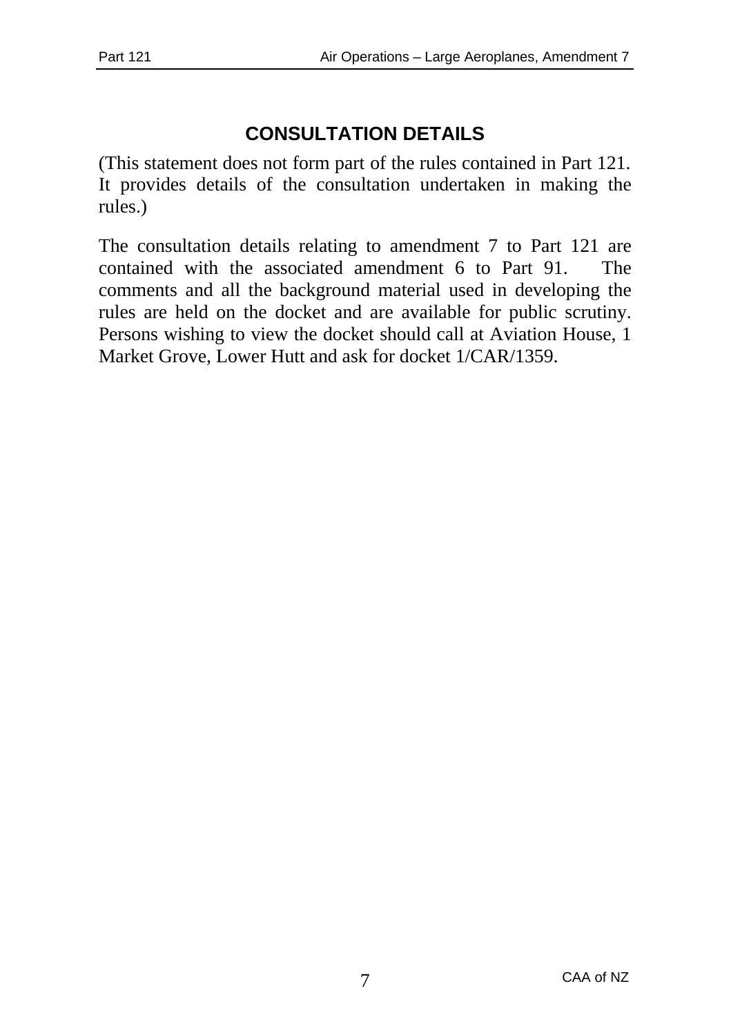# CONSULTATION DETAILS

(This statement does not form part of the rules contained in Part 121. It provides details of the consultation undertaken in making the rules.)

The consultation details relating to amendment 7 to Part 121 are contained with the associated amendment 6 to Part 91. The comments and all the background material used in developing the rules are held on the docket and are available for public scrutiny. Persons wishing to view the docket should call at Aviation House, 1 Market Grove, Lower Hutt and ask for docket 1/CAR/1359.